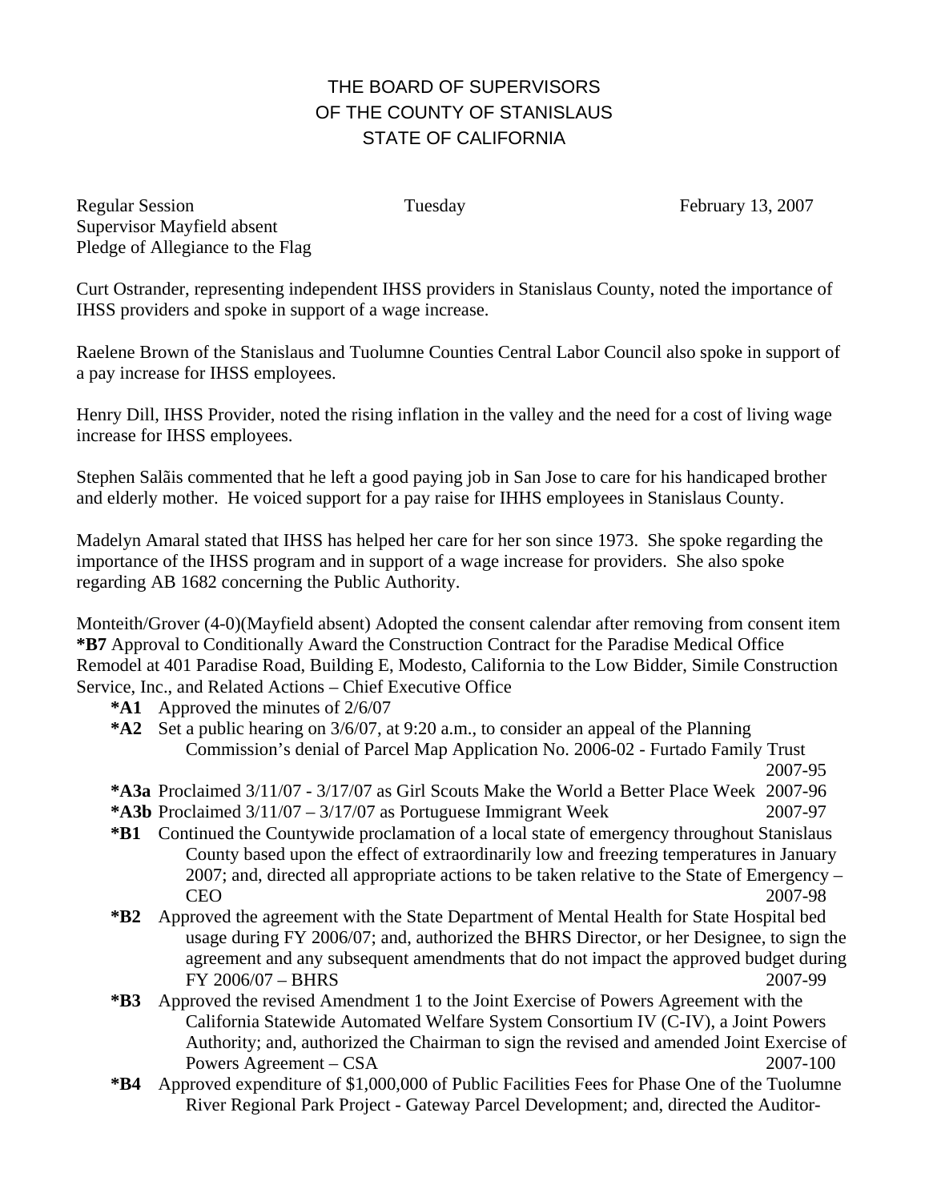# THE BOARD OF SUPERVISORS
# OF THE COUNTY OF STANISLAUS
# STATE OF CALIFORNIA

Regular Session                    Tuesday                    February 13, 2007
Supervisor Mayfield absent
Pledge of Allegiance to the Flag

Curt Ostrander, representing independent IHSS providers in Stanislaus County, noted the importance of IHSS providers and spoke in support of a wage increase.

Raelene Brown of the Stanislaus and Tuolumne Counties Central Labor Council also spoke in support of a pay increase for IHSS employees.

Henry Dill, IHSS Provider, noted the rising inflation in the valley and the need for a cost of living wage increase for IHSS employees.

Stephen Salãis commented that he left a good paying job in San Jose to care for his handicaped brother and elderly mother. He voiced support for a pay raise for IHHS employees in Stanislaus County.

Madelyn Amaral stated that IHSS has helped her care for her son since 1973. She spoke regarding the importance of the IHSS program and in support of a wage increase for providers. She also spoke regarding AB 1682 concerning the Public Authority.

Monteith/Grover (4-0)(Mayfield absent) Adopted the consent calendar after removing from consent item **\*B7** Approval to Conditionally Award the Construction Contract for the Paradise Medical Office Remodel at 401 Paradise Road, Building E, Modesto, California to the Low Bidder, Simile Construction Service, Inc., and Related Actions – Chief Executive Office

- **\*A1** Approved the minutes of 2/6/07
- **\*A2** Set a public hearing on 3/6/07, at 9:20 a.m., to consider an appeal of the Planning Commission's denial of Parcel Map Application No. 2006-02 - Furtado Family Trust 2007-95
- **\*A3a** Proclaimed 3/11/07 - 3/17/07 as Girl Scouts Make the World a Better Place Week 2007-96
- **\*A3b** Proclaimed 3/11/07 – 3/17/07 as Portuguese Immigrant Week 2007-97
- **\*B1** Continued the Countywide proclamation of a local state of emergency throughout Stanislaus County based upon the effect of extraordinarily low and freezing temperatures in January 2007; and, directed all appropriate actions to be taken relative to the State of Emergency – CEO 2007-98
- **\*B2** Approved the agreement with the State Department of Mental Health for State Hospital bed usage during FY 2006/07; and, authorized the BHRS Director, or her Designee, to sign the agreement and any subsequent amendments that do not impact the approved budget during FY 2006/07 – BHRS 2007-99
- **\*B3** Approved the revised Amendment 1 to the Joint Exercise of Powers Agreement with the California Statewide Automated Welfare System Consortium IV (C-IV), a Joint Powers Authority; and, authorized the Chairman to sign the revised and amended Joint Exercise of Powers Agreement – CSA 2007-100
- **\*B4** Approved expenditure of $1,000,000 of Public Facilities Fees for Phase One of the Tuolumne River Regional Park Project - Gateway Parcel Development; and, directed the Auditor-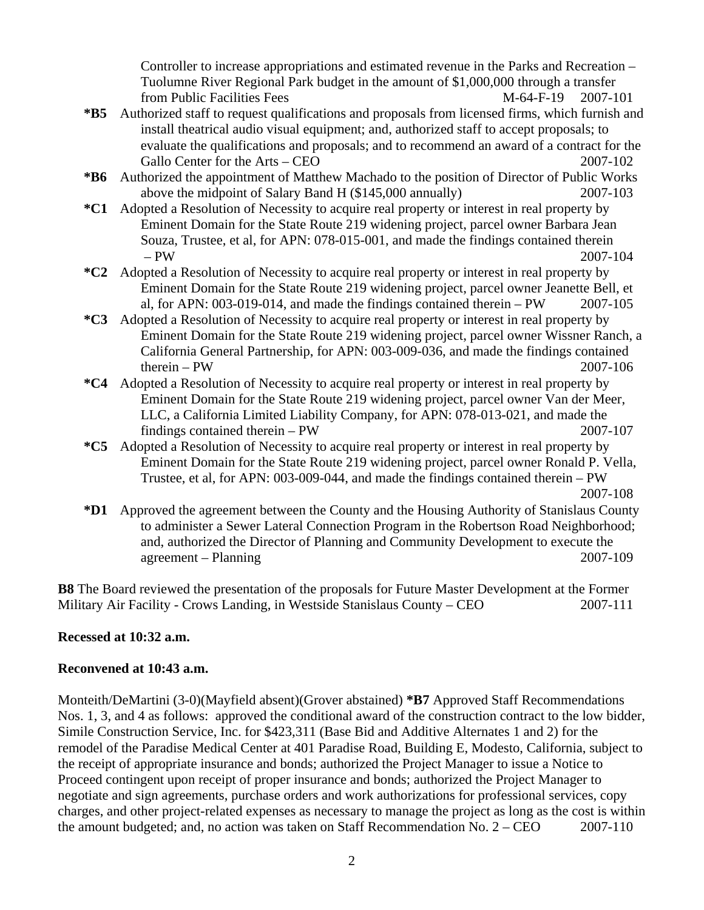Controller to increase appropriations and estimated revenue in the Parks and Recreation – Tuolumne River Regional Park budget in the amount of $1,000,000 through a transfer from Public Facilities Fees M-64-F-19 2007-101

**\*B5** Authorized staff to request qualifications and proposals from licensed firms, which furnish and install theatrical audio visual equipment; and, authorized staff to accept proposals; to evaluate the qualifications and proposals; and to recommend an award of a contract for the Gallo Center for the Arts – CEO 2007-102

**\*B6** Authorized the appointment of Matthew Machado to the position of Director of Public Works above the midpoint of Salary Band H ($145,000 annually) 2007-103

**\*C1** Adopted a Resolution of Necessity to acquire real property or interest in real property by Eminent Domain for the State Route 219 widening project, parcel owner Barbara Jean Souza, Trustee, et al, for APN: 078-015-001, and made the findings contained therein – PW 2007-104

**\*C2** Adopted a Resolution of Necessity to acquire real property or interest in real property by Eminent Domain for the State Route 219 widening project, parcel owner Jeanette Bell, et al, for APN: 003-019-014, and made the findings contained therein – PW 2007-105

**\*C3** Adopted a Resolution of Necessity to acquire real property or interest in real property by Eminent Domain for the State Route 219 widening project, parcel owner Wissner Ranch, a California General Partnership, for APN: 003-009-036, and made the findings contained therein – PW 2007-106

**\*C4** Adopted a Resolution of Necessity to acquire real property or interest in real property by Eminent Domain for the State Route 219 widening project, parcel owner Van der Meer, LLC, a California Limited Liability Company, for APN: 078-013-021, and made the findings contained therein – PW 2007-107

**\*C5** Adopted a Resolution of Necessity to acquire real property or interest in real property by Eminent Domain for the State Route 219 widening project, parcel owner Ronald P. Vella, Trustee, et al, for APN: 003-009-044, and made the findings contained therein – PW 2007-108

**\*D1** Approved the agreement between the County and the Housing Authority of Stanislaus County to administer a Sewer Lateral Connection Program in the Robertson Road Neighborhood; and, authorized the Director of Planning and Community Development to execute the agreement – Planning 2007-109

**B8** The Board reviewed the presentation of the proposals for Future Master Development at the Former Military Air Facility - Crows Landing, in Westside Stanislaus County – CEO 2007-111

**Recessed at 10:32 a.m.**

**Reconvened at 10:43 a.m.**

Monteith/DeMartini (3-0)(Mayfield absent)(Grover abstained) **\*B7** Approved Staff Recommendations Nos. 1, 3, and 4 as follows: approved the conditional award of the construction contract to the low bidder, Simile Construction Service, Inc. for $423,311 (Base Bid and Additive Alternates 1 and 2) for the remodel of the Paradise Medical Center at 401 Paradise Road, Building E, Modesto, California, subject to the receipt of appropriate insurance and bonds; authorized the Project Manager to issue a Notice to Proceed contingent upon receipt of proper insurance and bonds; authorized the Project Manager to negotiate and sign agreements, purchase orders and work authorizations for professional services, copy charges, and other project-related expenses as necessary to manage the project as long as the cost is within the amount budgeted; and, no action was taken on Staff Recommendation No. 2 – CEO 2007-110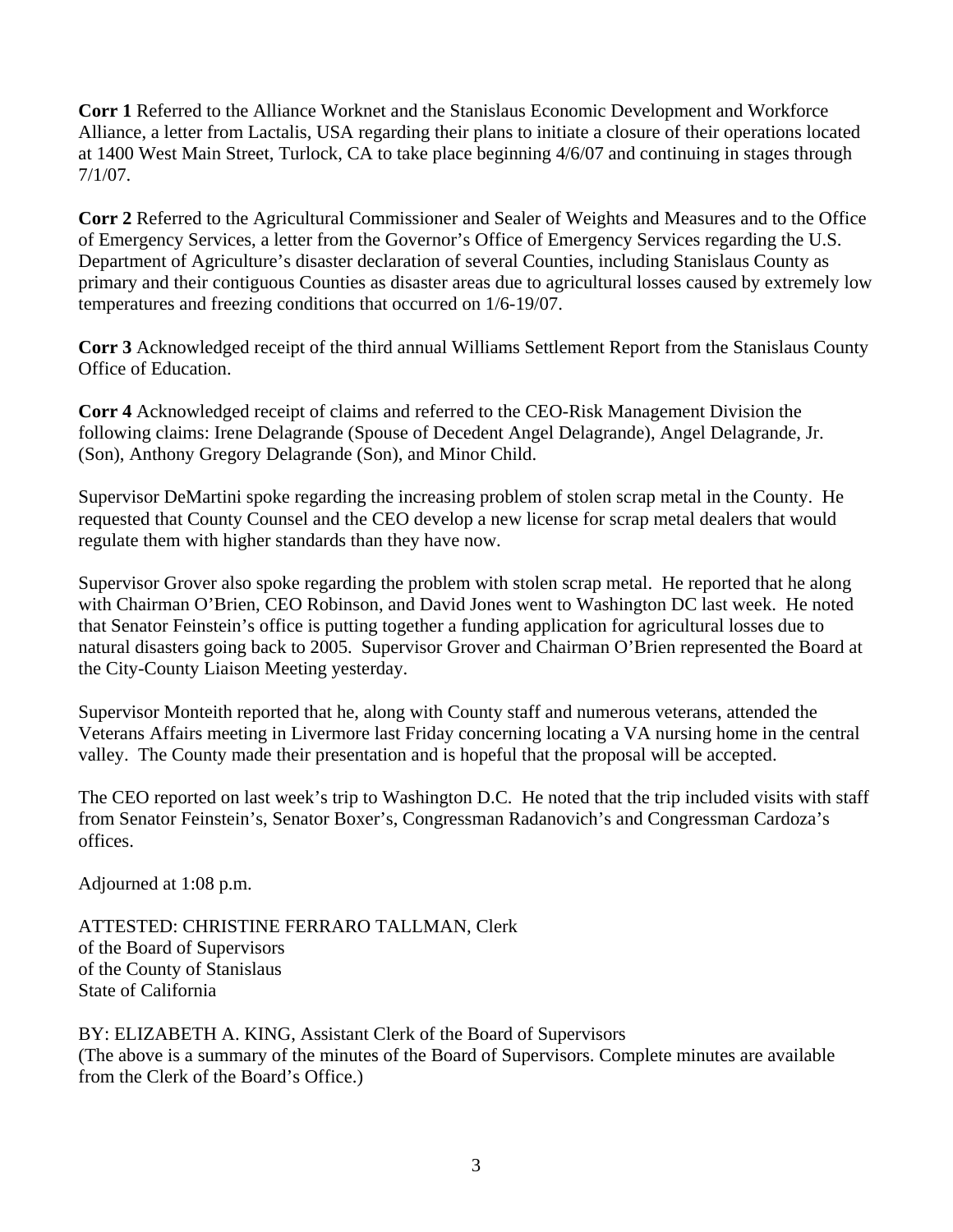**Corr 1** Referred to the Alliance Worknet and the Stanislaus Economic Development and Workforce Alliance, a letter from Lactalis, USA regarding their plans to initiate a closure of their operations located at 1400 West Main Street, Turlock, CA to take place beginning 4/6/07 and continuing in stages through 7/1/07.

**Corr 2** Referred to the Agricultural Commissioner and Sealer of Weights and Measures and to the Office of Emergency Services, a letter from the Governor's Office of Emergency Services regarding the U.S. Department of Agriculture's disaster declaration of several Counties, including Stanislaus County as primary and their contiguous Counties as disaster areas due to agricultural losses caused by extremely low temperatures and freezing conditions that occurred on 1/6-19/07.

**Corr 3** Acknowledged receipt of the third annual Williams Settlement Report from the Stanislaus County Office of Education.

**Corr 4** Acknowledged receipt of claims and referred to the CEO-Risk Management Division the following claims: Irene Delagrande (Spouse of Decedent Angel Delagrande), Angel Delagrande, Jr. (Son), Anthony Gregory Delagrande (Son), and Minor Child.

Supervisor DeMartini spoke regarding the increasing problem of stolen scrap metal in the County. He requested that County Counsel and the CEO develop a new license for scrap metal dealers that would regulate them with higher standards than they have now.

Supervisor Grover also spoke regarding the problem with stolen scrap metal. He reported that he along with Chairman O'Brien, CEO Robinson, and David Jones went to Washington DC last week. He noted that Senator Feinstein's office is putting together a funding application for agricultural losses due to natural disasters going back to 2005. Supervisor Grover and Chairman O'Brien represented the Board at the City-County Liaison Meeting yesterday.

Supervisor Monteith reported that he, along with County staff and numerous veterans, attended the Veterans Affairs meeting in Livermore last Friday concerning locating a VA nursing home in the central valley. The County made their presentation and is hopeful that the proposal will be accepted.

The CEO reported on last week's trip to Washington D.C. He noted that the trip included visits with staff from Senator Feinstein's, Senator Boxer's, Congressman Radanovich's and Congressman Cardoza's offices.

Adjourned at 1:08 p.m.

ATTESTED: CHRISTINE FERRARO TALLMAN, Clerk
of the Board of Supervisors
of the County of Stanislaus
State of California

BY: ELIZABETH A. KING, Assistant Clerk of the Board of Supervisors
(The above is a summary of the minutes of the Board of Supervisors. Complete minutes are available from the Clerk of the Board's Office.)